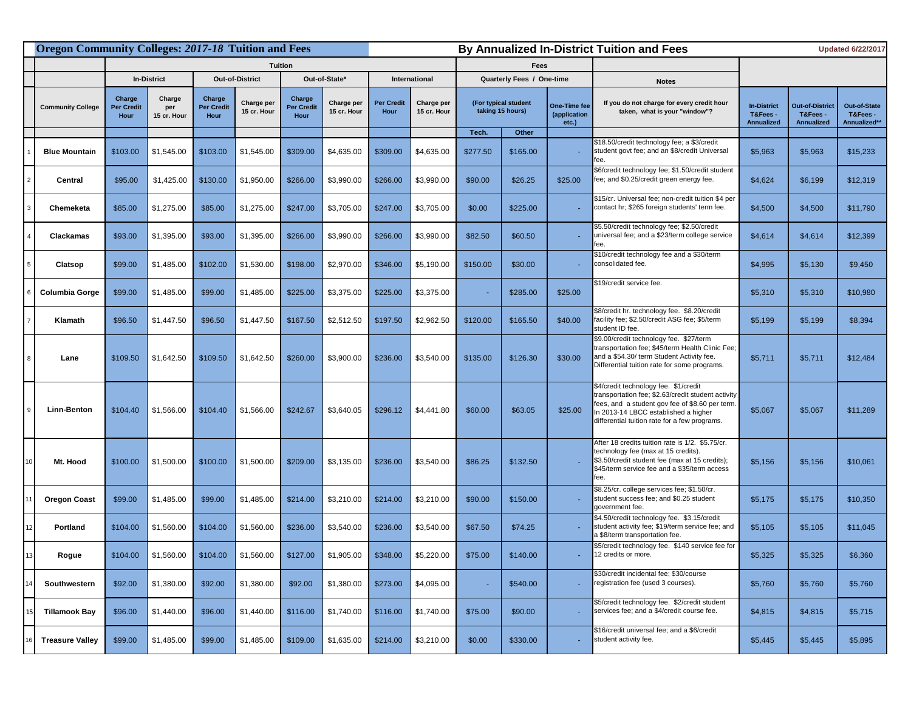# Oregon Community Colleges: *2017-18* Tuition and Fees

## By Annualized In-District Tuition and Fees

Updated 6/22/2017

| | | Tuition | | | | | | | | Fees | | | Notes | | | |
|---|---|---|---|---|---|---|---|---|---|---|---|---|---|---|---|---|
| | | In-District | | Out-of-District | | Out-of-State* | | International | | Quarterly Fees / One-time | | | | | | |
| | Community College | Charge Per Credit Hour | Charge per 15 cr. Hour | Charge Per Credit Hour | Charge per 15 cr. Hour | Charge Per Credit Hour | Charge per 15 cr. Hour | Per Credit Hour | Charge per 15 cr. Hour | (For typical student taking 15 hours) Tech. | (For typical student taking 15 hours) Other | One-Time fee (application etc.) | If you do not charge for every credit hour taken, what is your "window"? | In-District T&Fees - Annualized | Out-of-District T&Fees - Annualized | Out-of-State T&Fees - Annualized** |
| 1 | Blue Mountain | $103.00 | $1,545.00 | $103.00 | $1,545.00 | $309.00 | $4,635.00 | $309.00 | $4,635.00 | $277.50 | $165.00 | - | $18.50/credit technology fee; a $3/credit student govt fee; and an $8/credit Universal fee. | $5,963 | $5,963 | $15,233 |
| 2 | Central | $95.00 | $1,425.00 | $130.00 | $1,950.00 | $266.00 | $3,990.00 | $266.00 | $3,990.00 | $90.00 | $26.25 | $25.00 | $6/credit technology fee; $1.50/credit student fee; and $0.25/credit green energy fee. | $4,624 | $6,199 | $12,319 |
| 3 | Chemeketa | $85.00 | $1,275.00 | $85.00 | $1,275.00 | $247.00 | $3,705.00 | $247.00 | $3,705.00 | $0.00 | $225.00 | - | $15/cr. Universal fee; non-credit tuition $4 per contact hr; $265 foreign students' term fee. | $4,500 | $4,500 | $11,790 |
| 4 | Clackamas | $93.00 | $1,395.00 | $93.00 | $1,395.00 | $266.00 | $3,990.00 | $266.00 | $3,990.00 | $82.50 | $60.50 | - | $5.50/credit technology fee; $2.50/credit universal fee; and a $23/term college service fee. | $4,614 | $4,614 | $12,399 |
| 5 | Clatsop | $99.00 | $1,485.00 | $102.00 | $1,530.00 | $198.00 | $2,970.00 | $346.00 | $5,190.00 | $150.00 | $30.00 | - | $10/credit technology fee and a $30/term consolidated fee. | $4,995 | $5,130 | $9,450 |
| 6 | Columbia Gorge | $99.00 | $1,485.00 | $99.00 | $1,485.00 | $225.00 | $3,375.00 | $225.00 | $3,375.00 | - | $285.00 | $25.00 | $19/credit service fee. | $5,310 | $5,310 | $10,980 |
| 7 | Klamath | $96.50 | $1,447.50 | $96.50 | $1,447.50 | $167.50 | $2,512.50 | $197.50 | $2,962.50 | $120.00 | $165.50 | $40.00 | $8/credit hr. technology fee. $8.20/credit facility fee; $2.50/credit ASG fee; $5/term student ID fee. | $5,199 | $5,199 | $8,394 |
| 8 | Lane | $109.50 | $1,642.50 | $109.50 | $1,642.50 | $260.00 | $3,900.00 | $236.00 | $3,540.00 | $135.00 | $126.30 | $30.00 | $9.00/credit technology fee. $27/term transportation fee; $45/term Health Clinic Fee; and a $54.30/ term Student Activity fee. Differential tuition rate for some programs. | $5,711 | $5,711 | $12,484 |
| 9 | Linn-Benton | $104.40 | $1,566.00 | $104.40 | $1,566.00 | $242.67 | $3,640.05 | $296.12 | $4,441.80 | $60.00 | $63.05 | $25.00 | $4/credit technology fee. $1/credit transportation fee; $2.63/credit student activity fees, and a student gov fee of $8.60 per term. In 2013-14 LBCC established a higher differential tuition rate for a few programs. | $5,067 | $5,067 | $11,289 |
| 10 | Mt. Hood | $100.00 | $1,500.00 | $100.00 | $1,500.00 | $209.00 | $3,135.00 | $236.00 | $3,540.00 | $86.25 | $132.50 | - | After 18 credits tuition rate is 1/2. $5.75/cr. technology fee (max at 15 credits). $3.50/credit student fee (max at 15 credits); $45/term service fee and a $35/term access fee. | $5,156 | $5,156 | $10,061 |
| 11 | Oregon Coast | $99.00 | $1,485.00 | $99.00 | $1,485.00 | $214.00 | $3,210.00 | $214.00 | $3,210.00 | $90.00 | $150.00 | - | $8.25/cr. college services fee; $1.50/cr. student success fee; and $0.25 student government fee. | $5,175 | $5,175 | $10,350 |
| 12 | Portland | $104.00 | $1,560.00 | $104.00 | $1,560.00 | $236.00 | $3,540.00 | $236.00 | $3,540.00 | $67.50 | $74.25 | - | $4.50/credit technology fee. $3.15/credit student activity fee; $19/term service fee; and a $8/term transportation fee. | $5,105 | $5,105 | $11,045 |
| 13 | Rogue | $104.00 | $1,560.00 | $104.00 | $1,560.00 | $127.00 | $1,905.00 | $348.00 | $5,220.00 | $75.00 | $140.00 | - | $5/credit technology fee. $140 service fee for 12 credits or more. | $5,325 | $5,325 | $6,360 |
| 14 | Southwestern | $92.00 | $1,380.00 | $92.00 | $1,380.00 | $92.00 | $1,380.00 | $273.00 | $4,095.00 | - | $540.00 | - | $30/credit incidental fee; $30/course registration fee (used 3 courses). | $5,760 | $5,760 | $5,760 |
| 15 | Tillamook Bay | $96.00 | $1,440.00 | $96.00 | $1,440.00 | $116.00 | $1,740.00 | $116.00 | $1,740.00 | $75.00 | $90.00 | - | $5/credit technology fee. $2/credit student services fee; and a $4/credit course fee. | $4,815 | $4,815 | $5,715 |
| 16 | Treasure Valley | $99.00 | $1,485.00 | $99.00 | $1,485.00 | $109.00 | $1,635.00 | $214.00 | $3,210.00 | $0.00 | $330.00 | - | $16/credit universal fee; and a $6/credit student activity fee. | $5,445 | $5,445 | $5,895 |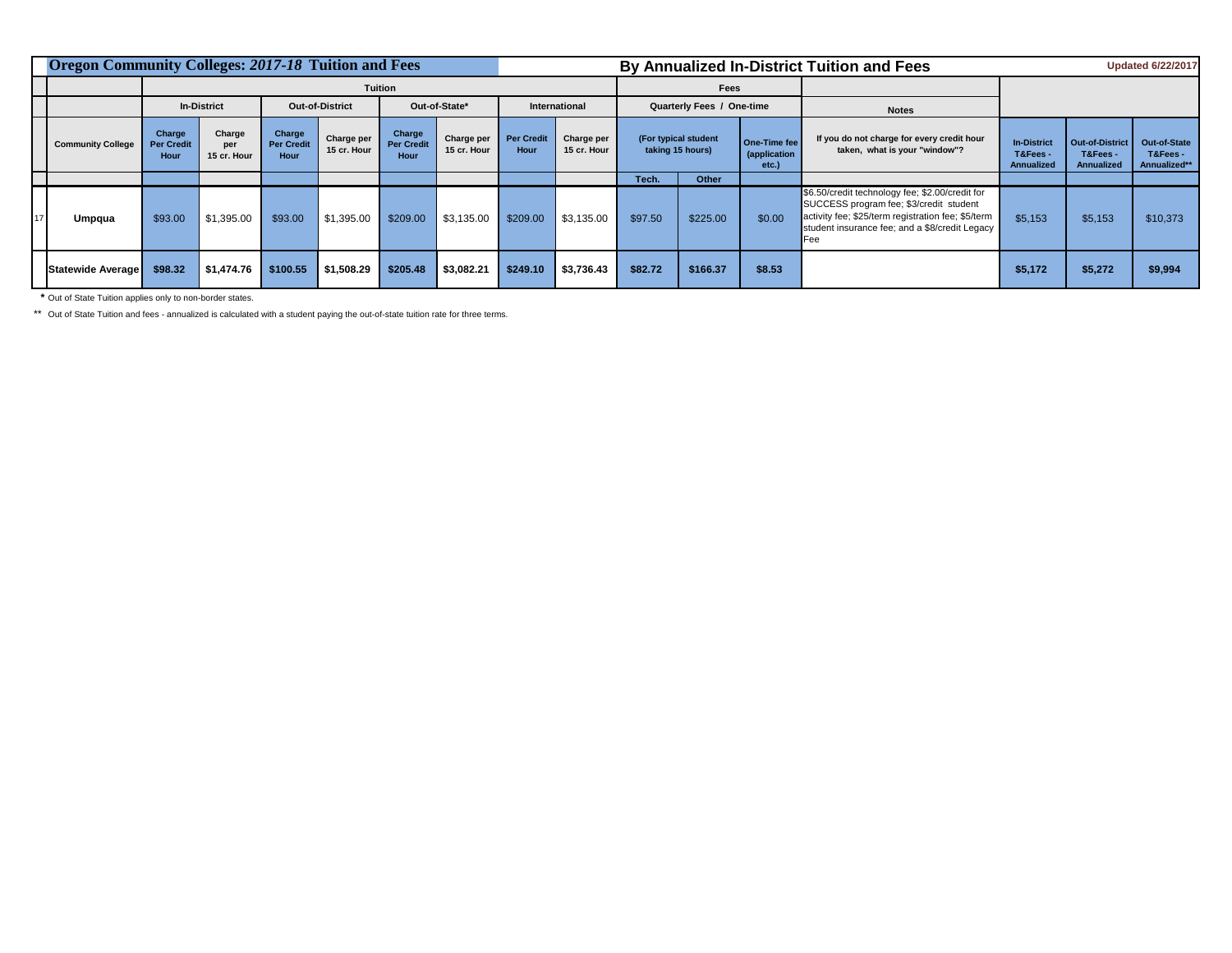| | Oregon Community Colleges: *2017-18* Tuition and Fees | | | | | | | | | By Annualized In-District Tuition and Fees | | | | | | Updated 6/22/2017 |
|---|---|---|---|---|---|---|---|---|---|---|---|---|---|---|---|---|
| | | Tuition | | | | | | | | Fees | | | | | | |
| | | In-District | | Out-of-District | | Out-of-State* | | International | | Quarterly Fees / One-time | | | Notes | | | |
| | Community College | Charge Per Credit Hour | Charge per 15 cr. Hour | Charge Per Credit Hour | Charge per 15 cr. Hour | Charge Per Credit Hour | Charge per 15 cr. Hour | Per Credit Hour | Charge per 15 cr. Hour | (For typical student taking 15 hours) | | One-Time fee (application etc.) | If you do not charge for every credit hour taken, what is your "window"? | In-District T&Fees - Annualized | Out-of-District T&Fees - Annualized | Out-of-State T&Fees - Annualized** |
| | | | | | | | | | | Tech. | Other | | | | | |
| 17 | Umpqua | $93.00 | $1,395.00 | $93.00 | $1,395.00 | $209.00 | $3,135.00 | $209.00 | $3,135.00 | $97.50 | $225.00 | $0.00 | $6.50/credit technology fee; $2.00/credit for SUCCESS program fee; $3/credit student activity fee; $25/term registration fee; $5/term student insurance fee; and a $8/credit Legacy Fee | $5,153 | $5,153 | $10,373 |
| | Statewide Average | $98.32 | $1,474.76 | $100.55 | $1,508.29 | $205.48 | $3,082.21 | $249.10 | $3,736.43 | $82.72 | $166.37 | $8.53 | | $5,172 | $5,272 | $9,994 |

\* Out of State Tuition applies only to non-border states.

** Out of State Tuition and fees - annualized is calculated with a student paying the out-of-state tuition rate for three terms.